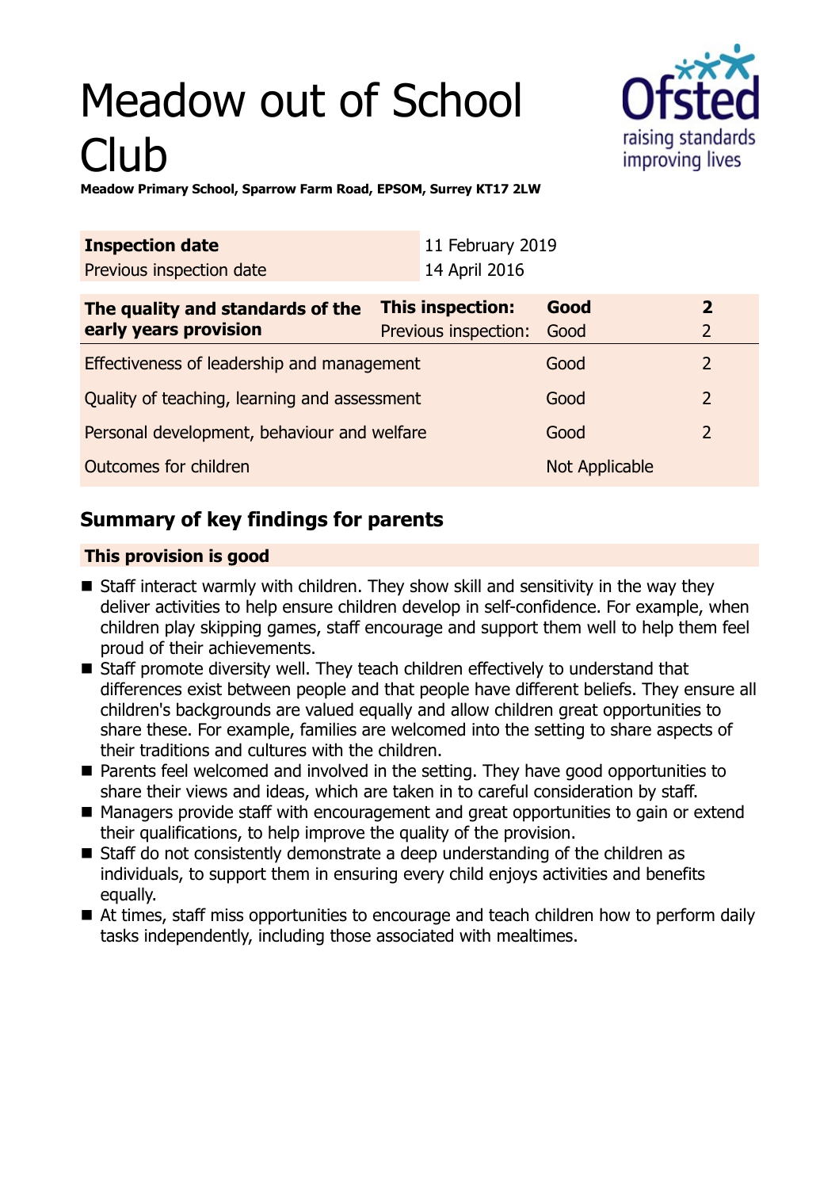# Meadow out of School Club

**Meadow Primary School, Sparrow Farm Road, EPSOM, Surrey KT17 2LW**

| **Inspection date** | 11 February 2019 |
| --- | --- |
| Previous inspection date | 14 April 2016 |

| **The quality and standards of the early years provision** | **This inspection:** | **Good** | **2** |
| --- | --- | --- | --- |
| | Previous inspection: | Good | 2 |
| Effectiveness of leadership and management | | Good | 2 |
| Quality of teaching, learning and assessment | | Good | 2 |
| Personal development, behaviour and welfare | | Good | 2 |
| Outcomes for children | | Not Applicable | |

## Summary of key findings for parents

**This provision is good**

- Staff interact warmly with children. They show skill and sensitivity in the way they deliver activities to help ensure children develop in self-confidence. For example, when children play skipping games, staff encourage and support them well to help them feel proud of their achievements.
- Staff promote diversity well. They teach children effectively to understand that differences exist between people and that people have different beliefs. They ensure all children's backgrounds are valued equally and allow children great opportunities to share these. For example, families are welcomed into the setting to share aspects of their traditions and cultures with the children.
- Parents feel welcomed and involved in the setting. They have good opportunities to share their views and ideas, which are taken in to careful consideration by staff.
- Managers provide staff with encouragement and great opportunities to gain or extend their qualifications, to help improve the quality of the provision.
- Staff do not consistently demonstrate a deep understanding of the children as individuals, to support them in ensuring every child enjoys activities and benefits equally.
- At times, staff miss opportunities to encourage and teach children how to perform daily tasks independently, including those associated with mealtimes.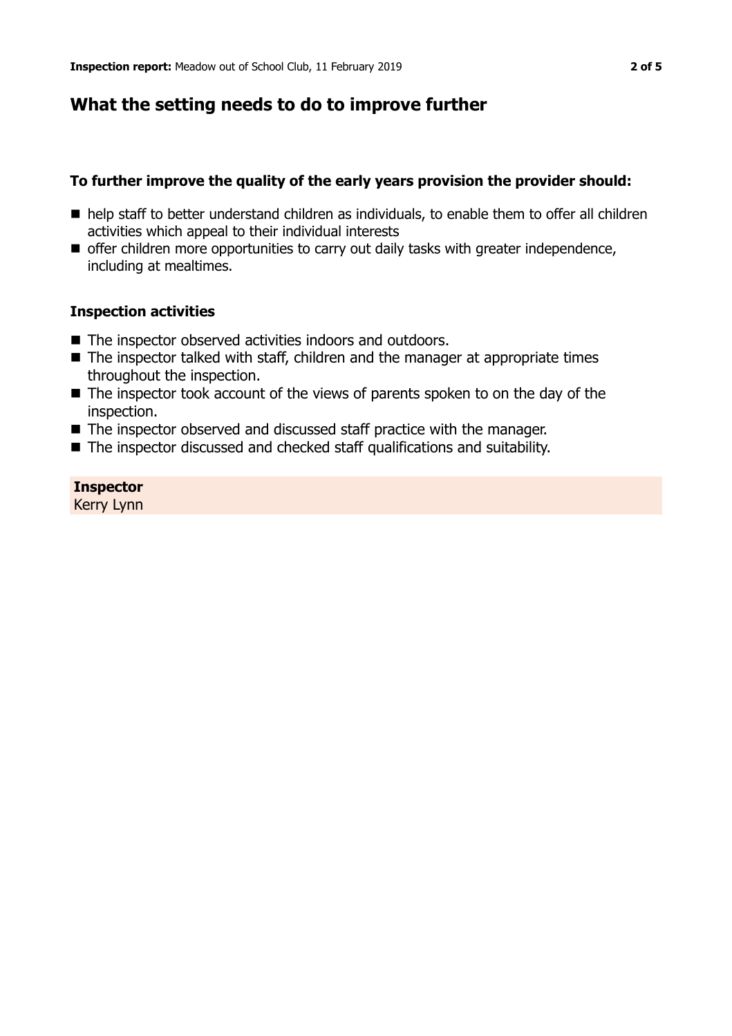## What the setting needs to do to improve further

### To further improve the quality of the early years provision the provider should:

- help staff to better understand children as individuals, to enable them to offer all children activities which appeal to their individual interests
- offer children more opportunities to carry out daily tasks with greater independence, including at mealtimes.

### Inspection activities

- The inspector observed activities indoors and outdoors.
- The inspector talked with staff, children and the manager at appropriate times throughout the inspection.
- The inspector took account of the views of parents spoken to on the day of the inspection.
- The inspector observed and discussed staff practice with the manager.
- The inspector discussed and checked staff qualifications and suitability.

**Inspector**
Kerry Lynn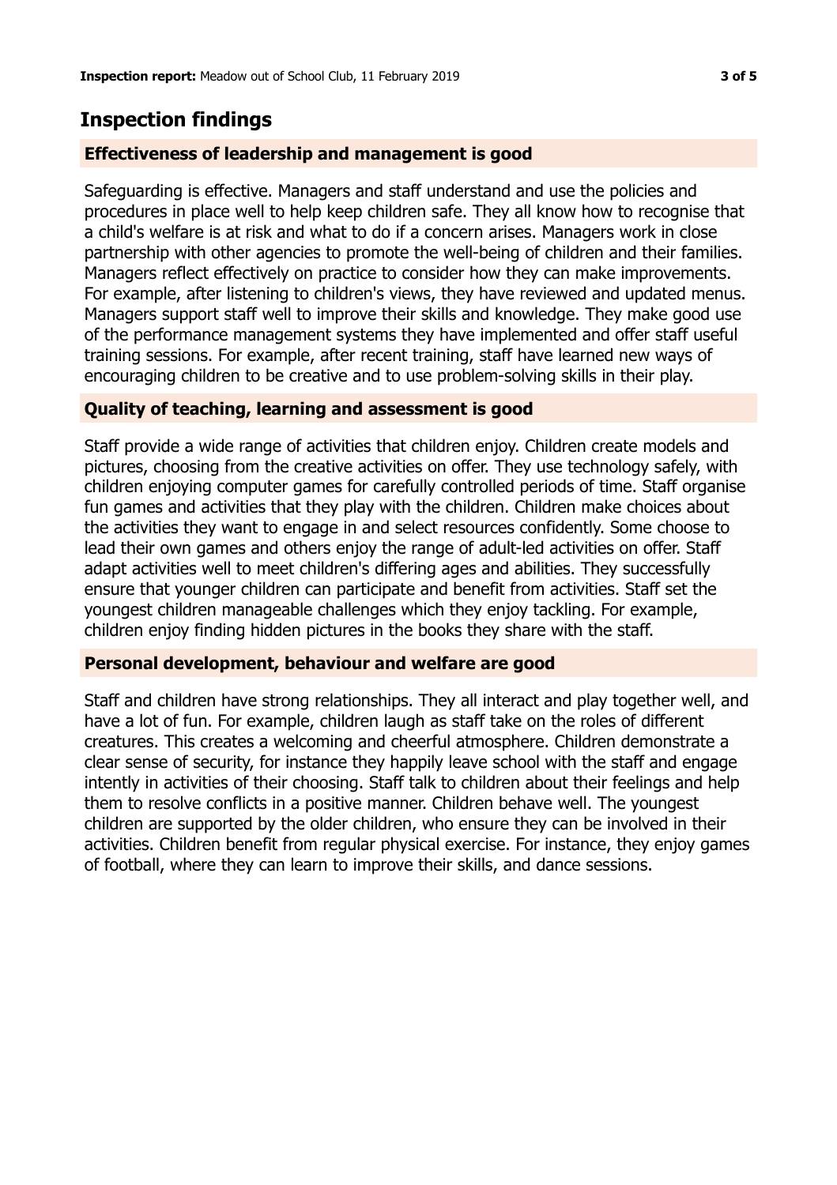## Inspection findings

### Effectiveness of leadership and management is good

Safeguarding is effective. Managers and staff understand and use the policies and procedures in place well to help keep children safe. They all know how to recognise that a child's welfare is at risk and what to do if a concern arises. Managers work in close partnership with other agencies to promote the well-being of children and their families. Managers reflect effectively on practice to consider how they can make improvements. For example, after listening to children's views, they have reviewed and updated menus. Managers support staff well to improve their skills and knowledge. They make good use of the performance management systems they have implemented and offer staff useful training sessions. For example, after recent training, staff have learned new ways of encouraging children to be creative and to use problem-solving skills in their play.

### Quality of teaching, learning and assessment is good

Staff provide a wide range of activities that children enjoy. Children create models and pictures, choosing from the creative activities on offer. They use technology safely, with children enjoying computer games for carefully controlled periods of time. Staff organise fun games and activities that they play with the children. Children make choices about the activities they want to engage in and select resources confidently. Some choose to lead their own games and others enjoy the range of adult-led activities on offer. Staff adapt activities well to meet children's differing ages and abilities. They successfully ensure that younger children can participate and benefit from activities. Staff set the youngest children manageable challenges which they enjoy tackling. For example, children enjoy finding hidden pictures in the books they share with the staff.

### Personal development, behaviour and welfare are good

Staff and children have strong relationships. They all interact and play together well, and have a lot of fun. For example, children laugh as staff take on the roles of different creatures. This creates a welcoming and cheerful atmosphere. Children demonstrate a clear sense of security, for instance they happily leave school with the staff and engage intently in activities of their choosing. Staff talk to children about their feelings and help them to resolve conflicts in a positive manner. Children behave well. The youngest children are supported by the older children, who ensure they can be involved in their activities. Children benefit from regular physical exercise. For instance, they enjoy games of football, where they can learn to improve their skills, and dance sessions.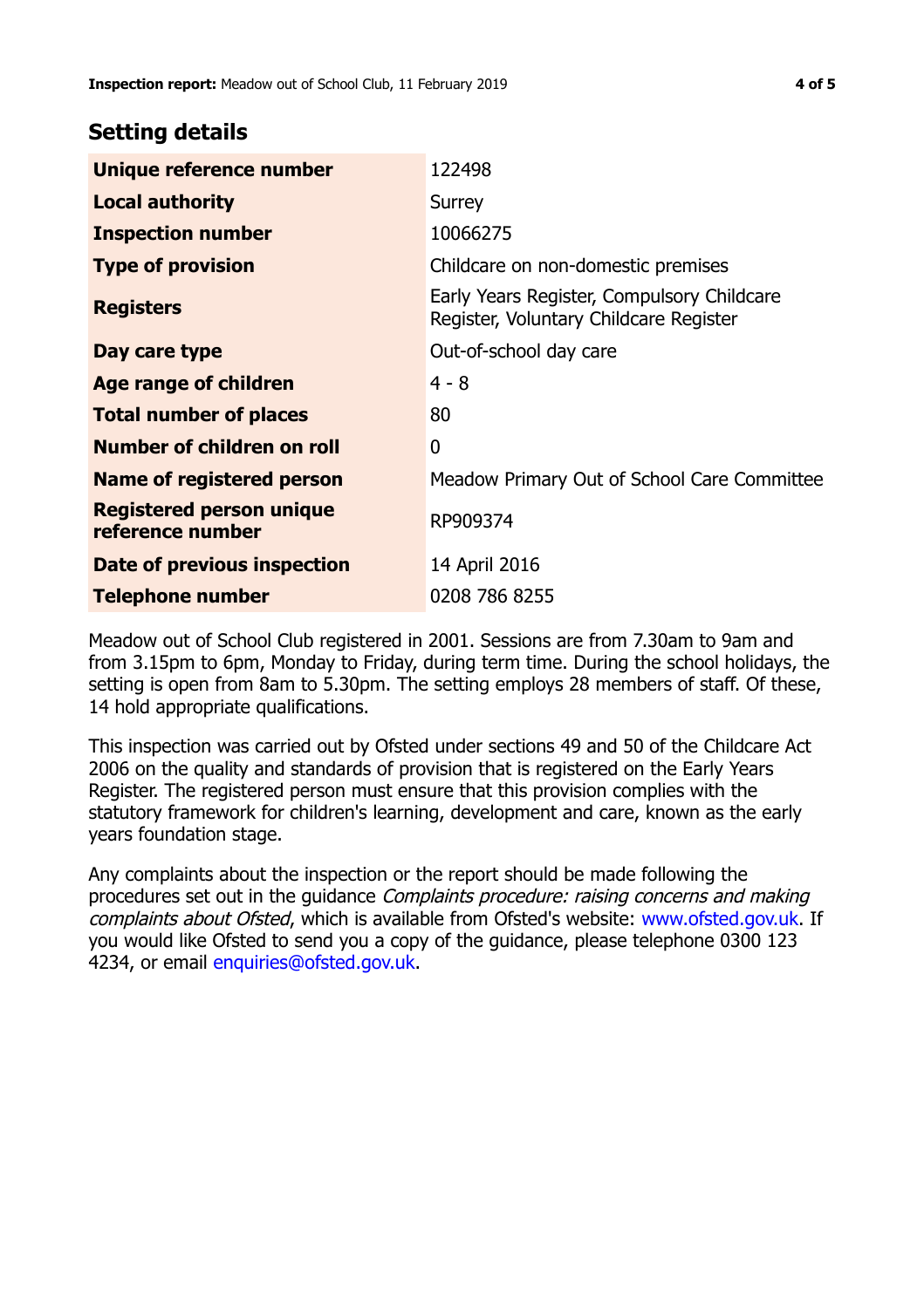## Setting details

| | |
|---|---|
| **Unique reference number** | 122498 |
| **Local authority** | Surrey |
| **Inspection number** | 10066275 |
| **Type of provision** | Childcare on non-domestic premises |
| **Registers** | Early Years Register, Compulsory Childcare Register, Voluntary Childcare Register |
| **Day care type** | Out-of-school day care |
| **Age range of children** | 4 - 8 |
| **Total number of places** | 80 |
| **Number of children on roll** | 0 |
| **Name of registered person** | Meadow Primary Out of School Care Committee |
| **Registered person unique reference number** | RP909374 |
| **Date of previous inspection** | 14 April 2016 |
| **Telephone number** | 0208 786 8255 |

Meadow out of School Club registered in 2001. Sessions are from 7.30am to 9am and from 3.15pm to 6pm, Monday to Friday, during term time. During the school holidays, the setting is open from 8am to 5.30pm. The setting employs 28 members of staff. Of these, 14 hold appropriate qualifications.

This inspection was carried out by Ofsted under sections 49 and 50 of the Childcare Act 2006 on the quality and standards of provision that is registered on the Early Years Register. The registered person must ensure that this provision complies with the statutory framework for children's learning, development and care, known as the early years foundation stage.

Any complaints about the inspection or the report should be made following the procedures set out in the guidance *Complaints procedure: raising concerns and making complaints about Ofsted*, which is available from Ofsted's website: www.ofsted.gov.uk. If you would like Ofsted to send you a copy of the guidance, please telephone 0300 123 4234, or email enquiries@ofsted.gov.uk.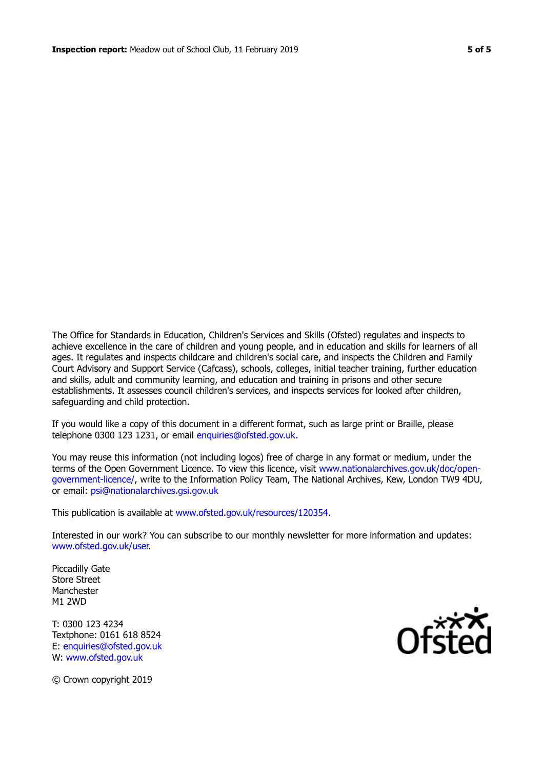The Office for Standards in Education, Children's Services and Skills (Ofsted) regulates and inspects to achieve excellence in the care of children and young people, and in education and skills for learners of all ages. It regulates and inspects childcare and children's social care, and inspects the Children and Family Court Advisory and Support Service (Cafcass), schools, colleges, initial teacher training, further education and skills, adult and community learning, and education and training in prisons and other secure establishments. It assesses council children's services, and inspects services for looked after children, safeguarding and child protection.

If you would like a copy of this document in a different format, such as large print or Braille, please telephone 0300 123 1231, or email enquiries@ofsted.gov.uk.

You may reuse this information (not including logos) free of charge in any format or medium, under the terms of the Open Government Licence. To view this licence, visit www.nationalarchives.gov.uk/doc/open-government-licence/, write to the Information Policy Team, The National Archives, Kew, London TW9 4DU, or email: psi@nationalarchives.gsi.gov.uk

This publication is available at www.ofsted.gov.uk/resources/120354.

Interested in our work? You can subscribe to our monthly newsletter for more information and updates: www.ofsted.gov.uk/user.

Piccadilly Gate  
Store Street  
Manchester  
M1 2WD

T: 0300 123 4234  
Textphone: 0161 618 8524  
E: enquiries@ofsted.gov.uk  
W: www.ofsted.gov.uk

© Crown copyright 2019